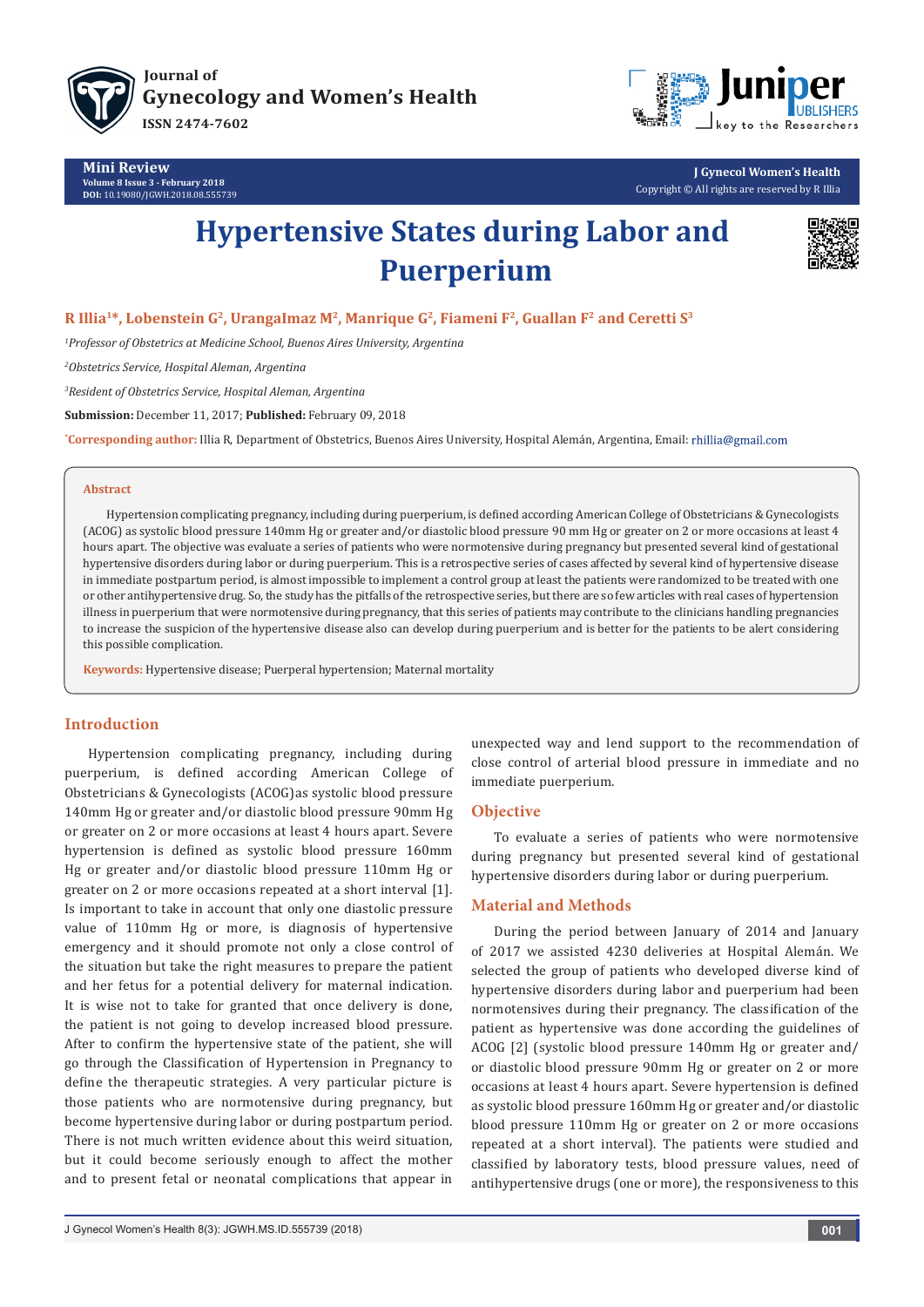Mini Review

Volume 8 Issue 3 - February 2018
DOI: 10.19080/JGWH.2018.08.555739

# Hypertensive States during Labor and Puerperium

**R Illia[1]*, Lobenstein G[2], UrangaImaz M[2], Manrique G[2], Fiameni F[2], Guallan F[2] and Ceretti S[3]**

[1]*Professor of Obstetrics at Medicine School, Buenos Aires University, Argentina*

[2]*Obstetrics Service, Hospital Aleman, Argentina*

[3]*Resident of Obstetrics Service, Hospital Aleman, Argentina*

**Submission:** December 11, 2017; **Published:** February 09, 2018

***Corresponding author:** Illia R, Department of Obstetrics, Buenos Aires University, Hospital Alemán, Argentina, Email: rhillia@gmail.com

## Abstract

Hypertension complicating pregnancy, including during puerperium, is defined according American College of Obstetricians & Gynecologists (ACOG) as systolic blood pressure 140mm Hg or greater and/or diastolic blood pressure 90 mm Hg or greater on 2 or more occasions at least 4 hours apart. The objective was evaluate a series of patients who were normotensive during pregnancy but presented several kind of gestational hypertensive disorders during labor or during puerperium. This is a retrospective series of cases affected by several kind of hypertensive disease in immediate postpartum period, is almost impossible to implement a control group at least the patients were randomized to be treated with one or other antihypertensive drug. So, the study has the pitfalls of the retrospective series, but there are so few articles with real cases of hypertension illness in puerperium that were normotensive during pregnancy, that this series of patients may contribute to the clinicians handling pregnancies to increase the suspicion of the hypertensive disease also can develop during puerperium and is better for the patients to be alert considering this possible complication.

**Keywords:** Hypertensive disease; Puerperal hypertension; Maternal mortality

## Introduction

Hypertension complicating pregnancy, including during puerperium, is defined according American College of Obstetricians & Gynecologists (ACOG)as systolic blood pressure 140mm Hg or greater and/or diastolic blood pressure 90mm Hg or greater on 2 or more occasions at least 4 hours apart. Severe hypertension is defined as systolic blood pressure 160mm Hg or greater and/or diastolic blood pressure 110mm Hg or greater on 2 or more occasions repeated at a short interval [1]. Is important to take in account that only one diastolic pressure value of 110mm Hg or more, is diagnosis of hypertensive emergency and it should promote not only a close control of the situation but take the right measures to prepare the patient and her fetus for a potential delivery for maternal indication. It is wise not to take for granted that once delivery is done, the patient is not going to develop increased blood pressure. After to confirm the hypertensive state of the patient, she will go through the Classification of Hypertension in Pregnancy to define the therapeutic strategies. A very particular picture is those patients who are normotensive during pregnancy, but become hypertensive during labor or during postpartum period. There is not much written evidence about this weird situation, but it could become seriously enough to affect the mother and to present fetal or neonatal complications that appear in unexpected way and lend support to the recommendation of close control of arterial blood pressure in immediate and no immediate puerperium.

## Objective

To evaluate a series of patients who were normotensive during pregnancy but presented several kind of gestational hypertensive disorders during labor or during puerperium.

## Material and Methods

During the period between January of 2014 and January of 2017 we assisted 4230 deliveries at Hospital Alemán. We selected the group of patients who developed diverse kind of hypertensive disorders during labor and puerperium had been normotensives during their pregnancy. The classification of the patient as hypertensive was done according the guidelines of ACOG [2] (systolic blood pressure 140mm Hg or greater and/or diastolic blood pressure 90mm Hg or greater on 2 or more occasions at least 4 hours apart. Severe hypertension is defined as systolic blood pressure 160mm Hg or greater and/or diastolic blood pressure 110mm Hg or greater on 2 or more occasions repeated at a short interval). The patients were studied and classified by laboratory tests, blood pressure values, need of antihypertensive drugs (one or more), the responsiveness to this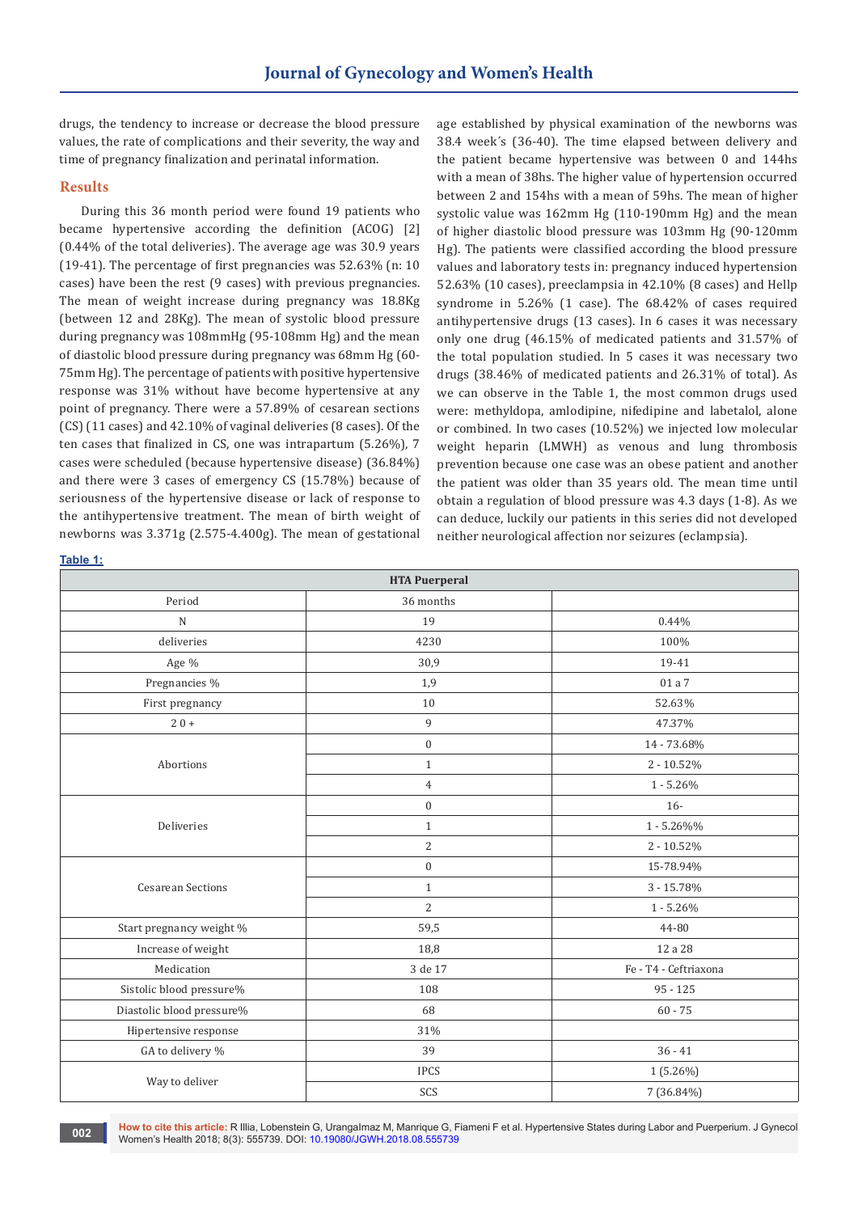drugs, the tendency to increase or decrease the blood pressure values, the rate of complications and their severity, the way and time of pregnancy finalization and perinatal information.

## Results

During this 36 month period were found 19 patients who became hypertensive according the definition (ACOG) [2] (0.44% of the total deliveries). The average age was 30.9 years (19-41). The percentage of first pregnancies was 52.63% (n: 10 cases) have been the rest (9 cases) with previous pregnancies. The mean of weight increase during pregnancy was 18.8Kg (between 12 and 28Kg). The mean of systolic blood pressure during pregnancy was 108mmHg (95-108mm Hg) and the mean of diastolic blood pressure during pregnancy was 68mm Hg (60-75mm Hg). The percentage of patients with positive hypertensive response was 31% without have become hypertensive at any point of pregnancy. There were a 57.89% of cesarean sections (CS) (11 cases) and 42.10% of vaginal deliveries (8 cases). Of the ten cases that finalized in CS, one was intrapartum (5.26%), 7 cases were scheduled (because hypertensive disease) (36.84%) and there were 3 cases of emergency CS (15.78%) because of seriousness of the hypertensive disease or lack of response to the antihypertensive treatment. The mean of birth weight of newborns was 3.371g (2.575-4.400g). The mean of gestational age established by physical examination of the newborns was 38.4 week´s (36-40). The time elapsed between delivery and the patient became hypertensive was between 0 and 144hs with a mean of 38hs. The higher value of hypertension occurred between 2 and 154hs with a mean of 59hs. The mean of higher systolic value was 162mm Hg (110-190mm Hg) and the mean of higher diastolic blood pressure was 103mm Hg (90-120mm Hg). The patients were classified according the blood pressure values and laboratory tests in: pregnancy induced hypertension 52.63% (10 cases), preeclampsia in 42.10% (8 cases) and Hellp syndrome in 5.26% (1 case). The 68.42% of cases required antihypertensive drugs (13 cases). In 6 cases it was necessary only one drug (46.15% of medicated patients and 31.57% of the total population studied. In 5 cases it was necessary two drugs (38.46% of medicated patients and 26.31% of total). As we can observe in the Table 1, the most common drugs used were: methyldopa, amlodipine, nifedipine and labetalol, alone or combined. In two cases (10.52%) we injected low molecular weight heparin (LMWH) as venous and lung thrombosis prevention because one case was an obese patient and another the patient was older than 35 years old. The mean time until obtain a regulation of blood pressure was 4.3 days (1-8). As we can deduce, luckily our patients in this series did not developed neither neurological affection nor seizures (eclampsia).

**Table 1:**

| HTA Puerperal | | |
|---|---|---|
| Period | 36 months | |
| N | 19 | 0.44% |
| deliveries | 4230 | 100% |
| Age % | 30,9 | 19-41 |
| Pregnancies % | 1,9 | 01 a 7 |
| First pregnancy | 10 | 52.63% |
| 2 0 + | 9 | 47.37% |
| Abortions | 0 | 14 - 73.68% |
| | 1 | 2 - 10.52% |
| | 4 | 1 - 5.26% |
| Deliveries | 0 | 16- |
| | 1 | 1 - 5.26%% |
| | 2 | 2 - 10.52% |
| Cesarean Sections | 0 | 15-78.94% |
| | 1 | 3 - 15.78% |
| | 2 | 1 - 5.26% |
| Start pregnancy weight % | 59,5 | 44-80 |
| Increase of weight | 18,8 | 12 a 28 |
| Medication | 3 de 17 | Fe - T4 - Ceftriaxona |
| Sistolic blood pressure% | 108 | 95 - 125 |
| Diastolic blood pressure% | 68 | 60 - 75 |
| Hipertensive response | 31% | |
| GA to delivery % | 39 | 36 - 41 |
| Way to deliver | IPCS | 1 (5.26%) |
| | SCS | 7 (36.84%) |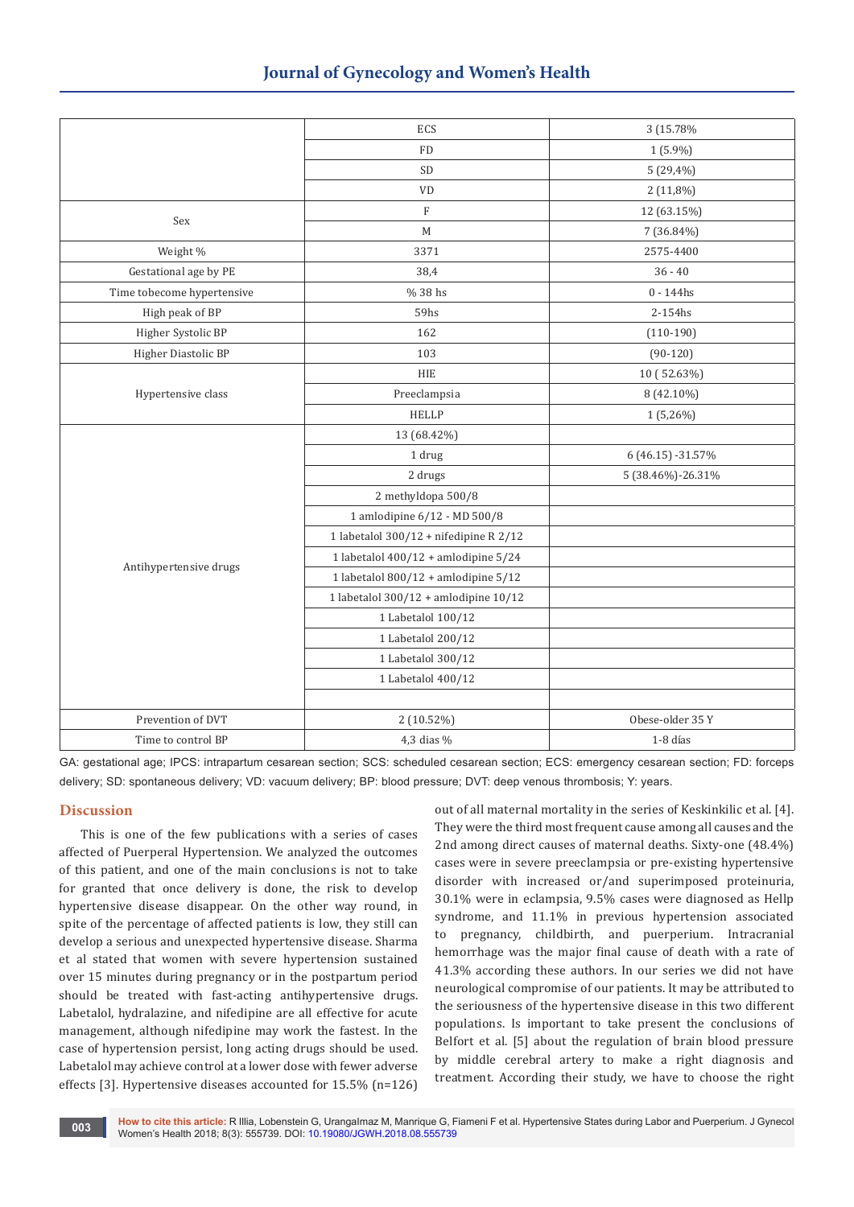| | | |
|---|---|---|
| | ECS | 3 (15.78% |
| | FD | 1 (5.9%) |
| | SD | 5 (29,4%) |
| | VD | 2 (11,8%) |
| Sex | F | 12 (63.15%) |
| | M | 7 (36.84%) |
| Weight % | 3371 | 2575-4400 |
| Gestational age by PE | 38,4 | 36 - 40 |
| Time tobecome hypertensive | % 38 hs | 0 - 144hs |
| High peak of BP | 59hs | 2-154hs |
| Higher Systolic BP | 162 | (110-190) |
| Higher Diastolic BP | 103 | (90-120) |
| Hypertensive class | HIE | 10 ( 52.63%) |
| | Preeclampsia | 8 (42.10%) |
| | HELLP | 1 (5,26%) |
| Antihypertensive drugs | 13 (68.42%) | |
| | 1 drug | 6 (46.15) -31.57% |
| | 2 drugs | 5 (38.46%)-26.31% |
| | 2 methyldopa 500/8 | |
| | 1 amlodipine 6/12 - MD 500/8 | |
| | 1 labetalol 300/12 + nifedipine R 2/12 | |
| | 1 labetalol 400/12 + amlodipine 5/24 | |
| | 1 labetalol 800/12 + amlodipine 5/12 | |
| | 1 labetalol 300/12 + amlodipine 10/12 | |
| | 1 Labetalol 100/12 | |
| | 1 Labetalol 200/12 | |
| | 1 Labetalol 300/12 | |
| | 1 Labetalol 400/12 | |
| | | |
| Prevention of DVT | 2 (10.52%) | Obese-older 35 Y |
| Time to control BP | 4,3 dias % | 1-8 días |

GA: gestational age; IPCS: intrapartum cesarean section; SCS: scheduled cesarean section; ECS: emergency cesarean section; FD: forceps delivery; SD: spontaneous delivery; VD: vacuum delivery; BP: blood pressure; DVT: deep venous thrombosis; Y: years.

## Discussion

This is one of the few publications with a series of cases affected of Puerperal Hypertension. We analyzed the outcomes of this patient, and one of the main conclusions is not to take for granted that once delivery is done, the risk to develop hypertensive disease disappear. On the other way round, in spite of the percentage of affected patients is low, they still can develop a serious and unexpected hypertensive disease. Sharma et al stated that women with severe hypertension sustained over 15 minutes during pregnancy or in the postpartum period should be treated with fast-acting antihypertensive drugs. Labetalol, hydralazine, and nifedipine are all effective for acute management, although nifedipine may work the fastest. In the case of hypertension persist, long acting drugs should be used. Labetalol may achieve control at a lower dose with fewer adverse effects [3]. Hypertensive diseases accounted for 15.5% (n=126) out of all maternal mortality in the series of Keskinkilic et al. [4]. They were the third most frequent cause among all causes and the 2nd among direct causes of maternal deaths. Sixty-one (48.4%) cases were in severe preeclampsia or pre-existing hypertensive disorder with increased or/and superimposed proteinuria, 30.1% were in eclampsia, 9.5% cases were diagnosed as Hellp syndrome, and 11.1% in previous hypertension associated to pregnancy, childbirth, and puerperium. Intracranial hemorrhage was the major final cause of death with a rate of 41.3% according these authors. In our series we did not have neurological compromise of our patients. It may be attributed to the seriousness of the hypertensive disease in this two different populations. Is important to take present the conclusions of Belfort et al. [5] about the regulation of brain blood pressure by middle cerebral artery to make a right diagnosis and treatment. According their study, we have to choose the right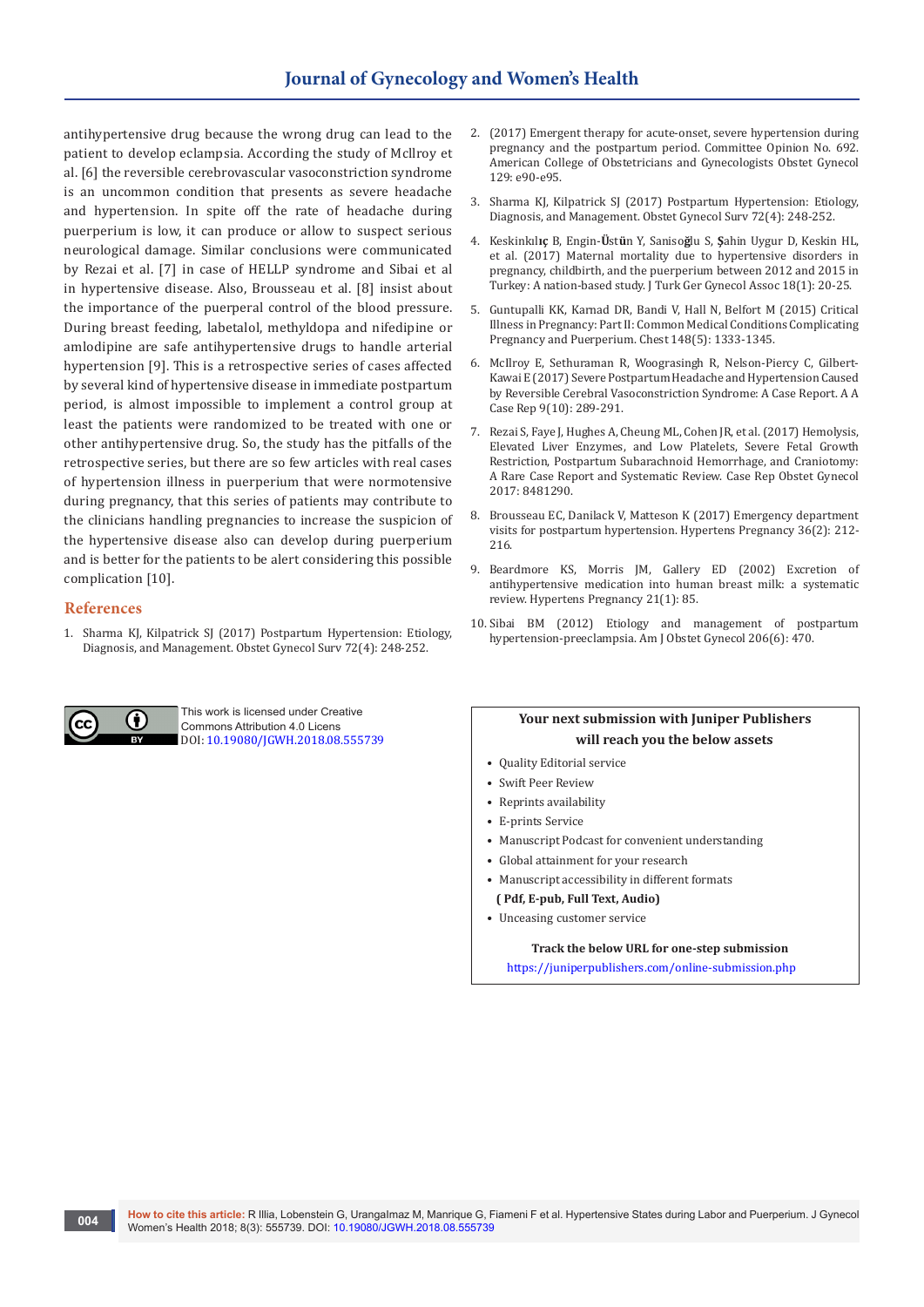antihypertensive drug because the wrong drug can lead to the patient to develop eclampsia. According the study of Mcllroy et al. [6] the reversible cerebrovascular vasoconstriction syndrome is an uncommon condition that presents as severe headache and hypertension. In spite off the rate of headache during puerperium is low, it can produce or allow to suspect serious neurological damage. Similar conclusions were communicated by Rezai et al. [7] in case of HELLP syndrome and Sibai et al in hypertensive disease. Also, Brousseau et al. [8] insist about the importance of the puerperal control of the blood pressure. During breast feeding, labetalol, methyldopa and nifedipine or amlodipine are safe antihypertensive drugs to handle arterial hypertension [9]. This is a retrospective series of cases affected by several kind of hypertensive disease in immediate postpartum period, is almost impossible to implement a control group at least the patients were randomized to be treated with one or other antihypertensive drug. So, the study has the pitfalls of the retrospective series, but there are so few articles with real cases of hypertension illness in puerperium that were normotensive during pregnancy, that this series of patients may contribute to the clinicians handling pregnancies to increase the suspicion of the hypertensive disease also can develop during puerperium and is better for the patients to be alert considering this possible complication [10].

## References

1. Sharma KJ, Kilpatrick SJ (2017) Postpartum Hypertension: Etiology, Diagnosis, and Management. Obstet Gynecol Surv 72(4): 248-252.
2. (2017) Emergent therapy for acute-onset, severe hypertension during pregnancy and the postpartum period. Committee Opinion No. 692. American College of Obstetricians and Gynecologists Obstet Gynecol 129: e90-e95.
3. Sharma KJ, Kilpatrick SJ (2017) Postpartum Hypertension: Etiology, Diagnosis, and Management. Obstet Gynecol Surv 72(4): 248-252.
4. Keskinkılıç B, Engin-Üstün Y, Sanisoğlu S, Şahin Uygur D, Keskin HL, et al. (2017) Maternal mortality due to hypertensive disorders in pregnancy, childbirth, and the puerperium between 2012 and 2015 in Turkey: A nation-based study. J Turk Ger Gynecol Assoc 18(1): 20-25.
5. Guntupalli KK, Karnad DR, Bandi V, Hall N, Belfort M (2015) Critical Illness in Pregnancy: Part II: Common Medical Conditions Complicating Pregnancy and Puerperium. Chest 148(5): 1333-1345.
6. McIlroy E, Sethuraman R, Woograsingh R, Nelson-Piercy C, Gilbert-Kawai E (2017) Severe Postpartum Headache and Hypertension Caused by Reversible Cerebral Vasoconstriction Syndrome: A Case Report. A A Case Rep 9(10): 289-291.
7. Rezai S, Faye J, Hughes A, Cheung ML, Cohen JR, et al. (2017) Hemolysis, Elevated Liver Enzymes, and Low Platelets, Severe Fetal Growth Restriction, Postpartum Subarachnoid Hemorrhage, and Craniotomy: A Rare Case Report and Systematic Review. Case Rep Obstet Gynecol 2017: 8481290.
8. Brousseau EC, Danilack V, Matteson K (2017) Emergency department visits for postpartum hypertension. Hypertens Pregnancy 36(2): 212-216.
9. Beardmore KS, Morris JM, Gallery ED (2002) Excretion of antihypertensive medication into human breast milk: a systematic review. Hypertens Pregnancy 21(1): 85.
10. Sibai BM (2012) Etiology and management of postpartum hypertension-preeclampsia. Am J Obstet Gynecol 206(6): 470.

This work is licensed under Creative Commons Attribution 4.0 Licens
DOI: 10.19080/JGWH.2018.08.555739

**Your next submission with Juniper Publishers will reach you the below assets**

- Quality Editorial service
- Swift Peer Review
- Reprints availability
- E-prints Service
- Manuscript Podcast for convenient understanding
- Global attainment for your research
- Manuscript accessibility in different formats

**( Pdf, E-pub, Full Text, Audio)**

- Unceasing customer service

**Track the below URL for one-step submission**
https://juniperpublishers.com/online-submission.php

**How to cite this article:** R Illia, Lobenstein G, Urangalmaz M, Manrique G, Fiameni F et al. Hypertensive States during Labor and Puerperium. J Gynecol Women's Health 2018; 8(3): 555739. DOI: 10.19080/JGWH.2018.08.555739